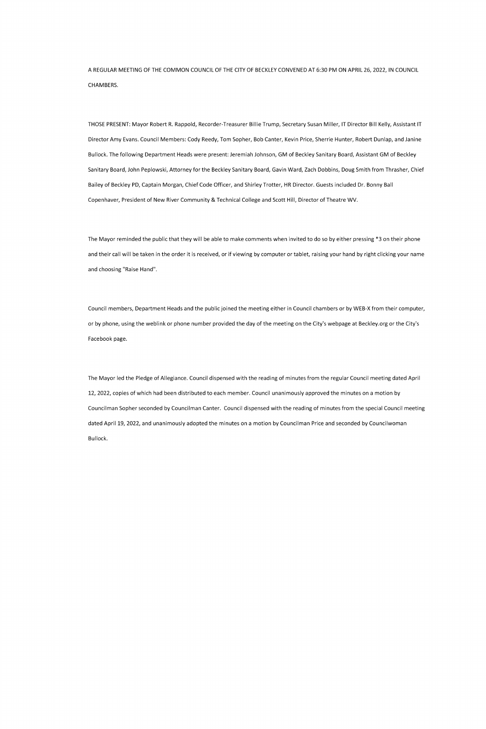A REGULAR MEETING OF THE COMMON COUNCIL OF THE CITY OF BECKLEY CONVENED AT 6:30 PM ON APRIL 26, 2022, IN COUNCIL CHAMBERS.

THOSE PRESENT: Mayor Robert R. Rappold, Recorder-Treasurer Billie Trump, Secretary Susan Miller, IT Director Bill Kelly, Assistant IT Director Amy Evans. Council Members: Cody Reedy, Tom Sopher, Bob Canter, Kevin Price, Sherrie Hunter, Robert Dunlap, and Janine Bullock. The following Department Heads were present: Jeremiah Johnson, GM of Beckley Sanitary Board, Assistant GM of Beckley Sanitary Board, John Peplowski, Attorney for the Beckley Sanitary Board, Gavin Ward, Zach Dobbins, Doug Smith from Thrasher, Chief Bailey of Beckley PD, Captain Morgan, Chief Code Officer, and Shirley Trotter, HR Director. Guests included Dr. Bonny Ball Copenhaver, President of New River Community & Technical College and Scott Hill, Director of Theatre WV.

The Mayor reminded the public that they will be able to make comments when invited to do so by either pressing *3 on their phone and their call will be taken in the order it is received, or if viewing by computer or tablet, raising your hand by right clicking your name and choosing "Raise Hand".

Council members, Department Heads and the public joined the meeting either in Council chambers or by WEB-X from their computer, or by phone, using the weblink or phone number provided the day of the meeting on the City's webpage at Beckley.org or the City's Facebook page.

The Mayor led the Pledge of Allegiance. Council dispensed with the reading of minutes from the regular Council meeting dated April 12, 2022, copies of which had been distributed to each member. Council unanimously approved the minutes on a motion by Councilman Sopher seconded by Councilman Canter. Council dispensed with the reading of minutes from the special Council meeting dated April 19, 2022, and unanimously adopted the minutes on a motion by Councilman Price and seconded by Councilwoman Bullock.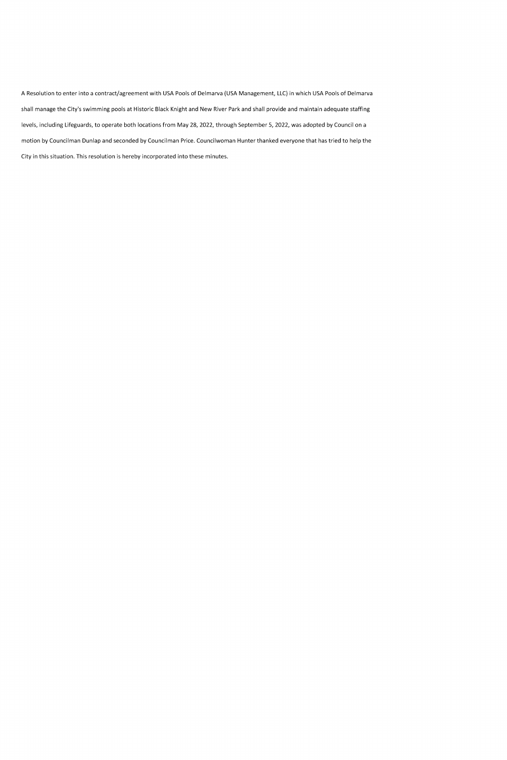A Resolution to enter into a contract/agreement with USA Pools of Delmarva (USA Management, LLC) in which USA Pools of Delmarva shall manage the City's swimming pools at Historic Black Knight and New River Park and shall provide and maintain adequate staffing levels, including Lifeguards, to operate both locations from May 28, 2022, through September 5, 2022, was adopted by Council on a motion by Councilman Dunlap and seconded by Councilman Price. Councilwoman Hunter thanked everyone that has tried to help the City in this situation. This resolution is hereby incorporated into these minutes.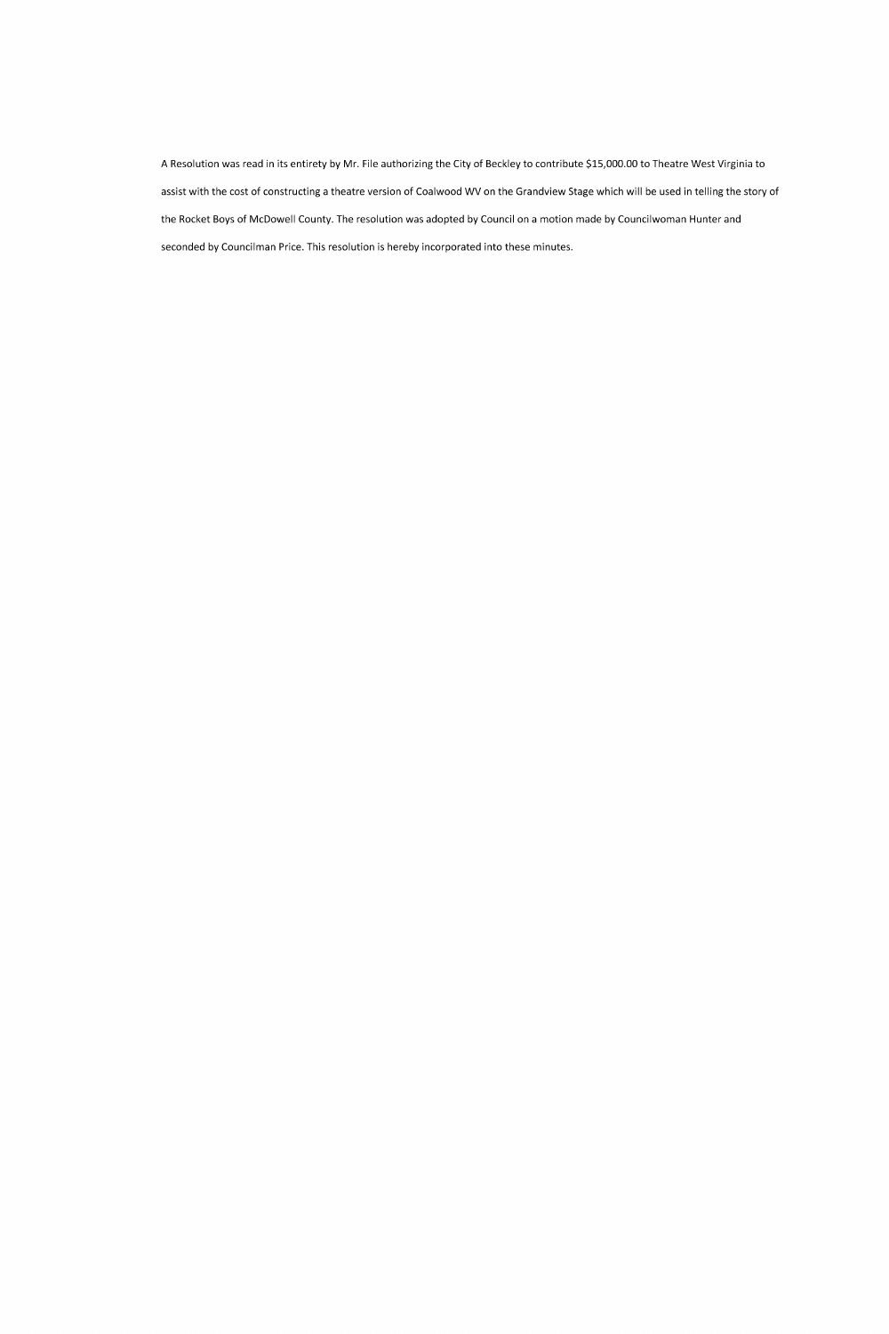A Resolution was read in its entirety by Mr. File authorizing the City of Beckley to contribute $15,000.00 to Theatre West Virginia to assist with the cost of constructing a theatre version of Coalwood WV on the Grandview Stage which will be used in telling the story of the Rocket Boys of McDowell County. The resolution was adopted by Council on a motion made by Councilwoman Hunter and seconded by Councilman Price. This resolution is hereby incorporated into these minutes.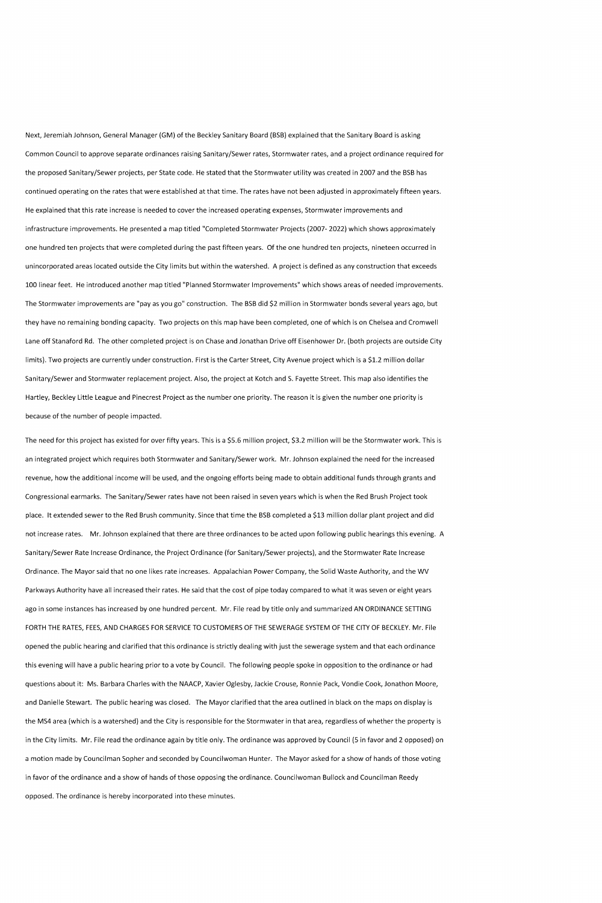Next, Jeremiah Johnson, General Manager (GM) of the Beckley Sanitary Board (BSB) explained that the Sanitary Board is asking Common Council to approve separate ordinances raising Sanitary/Sewer rates, Stormwater rates, and a project ordinance required for the proposed Sanitary/Sewer projects, per State code. He stated that the Stormwater utility was created in 2007 and the BSB has continued operating on the rates that were established at that time. The rates have not been adjusted in approximately fifteen years. He explained that this rate increase is needed to cover the increased operating expenses, Stormwater improvements and infrastructure improvements. He presented a map titled "Completed Stormwater Projects (2007- 2022) which shows approximately one hundred ten projects that were completed during the past fifteen years. Of the one hundred ten projects, nineteen occurred in unincorporated areas located outside the City limits but within the watershed. A project is defined as any construction that exceeds 100 linear feet. He introduced another map titled "Planned Stormwater Improvements" which shows areas of needed improvements. The Stormwater improvements are "pay as you go" construction. The BSB did $2 million in Stormwater bonds several years ago, but they have no remaining bonding capacity. Two projects on this map have been completed, one of which is on Chelsea and Cromwell Lane off Stanaford Rd. The other completed project is on Chase and Jonathan Drive off Eisenhower Dr. (both projects are outside City limits). Two projects are currently under construction. First is the Carter Street, City Avenue project which is a $1.2 million dollar Sanitary/Sewer and Stormwater replacement project. Also, the project at Kotch and S. Fayette Street. This map also identifies the Hartley, Beckley Little League and Pinecrest Project as the number one priority. The reason it is given the number one priority is because of the number of people impacted.

The need for this project has existed for over fifty years. This is a $5.6 million project, $3.2 million will be the Stormwater work. This is an integrated project which requires both Stormwater and Sanitary/Sewer work. Mr. Johnson explained the need for the increased revenue, how the additional income will be used, and the ongoing efforts being made to obtain additional funds through grants and Congressional earmarks. The Sanitary/Sewer rates have not been raised in seven years which is when the Red Brush Project took place. It extended sewer to the Red Brush community. Since that time the BSB completed a $13 million dollar plant project and did not increase rates. Mr. Johnson explained that there are three ordinances to be acted upon following public hearings this evening. A Sanitary/Sewer Rate Increase Ordinance, the Project Ordinance (for Sanitary/Sewer projects), and the Stormwater Rate Increase Ordinance. The Mayor said that no one likes rate increases. Appalachian Power Company, the Solid Waste Authority, and the WV Parkways Authority have all increased their rates. He said that the cost of pipe today compared to what it was seven or eight years ago in some instances has increased by one hundred percent. Mr. File read by title only and summarized AN ORDINANCE SETTING FORTH THE RATES, FEES, AND CHARGES FOR SERVICE TO CUSTOMERS OF THE SEWERAGE SYSTEM OF THE CITY OF BECKLEY. Mr. File opened the public hearing and clarified that this ordinance is strictly dealing with just the sewerage system and that each ordinance this evening will have a public hearing prior to a vote by Council. The following people spoke in opposition to the ordinance or had questions about it: Ms. Barbara Charles with the NAACP, Xavier Oglesby, Jackie Crouse, Ronnie Pack, Vondie Cook, Jonathon Moore, and Danielle Stewart. The public hearing was closed. The Mayor clarified that the area outlined in black on the maps on display is the MS4 area (which is a watershed) and the City is responsible for the Stormwater in that area, regardless of whether the property is in the City limits. Mr. File read the ordinance again by title only. The ordinance was approved by Council (5 in favor and 2 opposed) on a motion made by Councilman Sopher and seconded by Councilwoman Hunter. The Mayor asked for a show of hands of those voting in favor of the ordinance and a show of hands of those opposing the ordinance. Councilwoman Bullock and Councilman Reedy opposed. The ordinance is hereby incorporated into these minutes.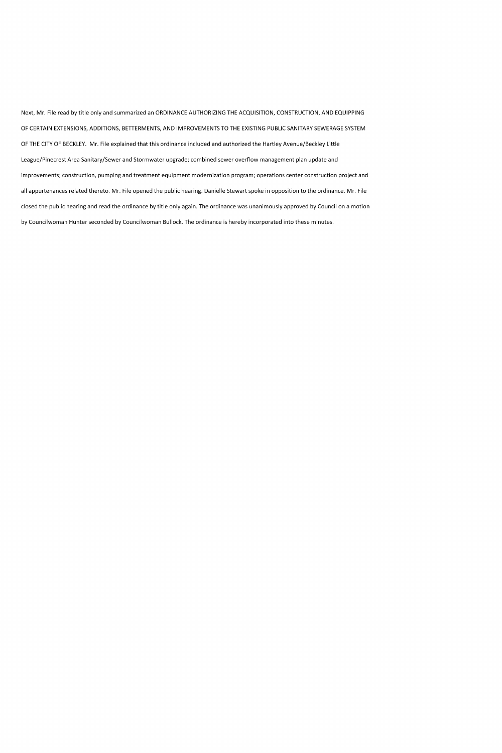Next, Mr. File read by title only and summarized an ORDINANCE AUTHORIZING THE ACQUISITION, CONSTRUCTION, AND EQUIPPING OF CERTAIN EXTENSIONS, ADDITIONS, BETTERMENTS, AND IMPROVEMENTS TO THE EXISTING PUBLIC SANITARY SEWERAGE SYSTEM OF THE CITY OF BECKLEY. Mr. File explained that this ordinance included and authorized the Hartley Avenue/Beckley Little League/Pinecrest Area Sanitary/Sewer and Stormwater upgrade; combined sewer overflow management plan update and improvements; construction, pumping and treatment equipment modernization program; operations center construction project and all appurtenances related thereto. Mr. File opened the public hearing. Danielle Stewart spoke in opposition to the ordinance. Mr. File closed the public hearing and read the ordinance by title only again. The ordinance was unanimously approved by Council on a motion by Councilwoman Hunter seconded by Councilwoman Bullock. The ordinance is hereby incorporated into these minutes.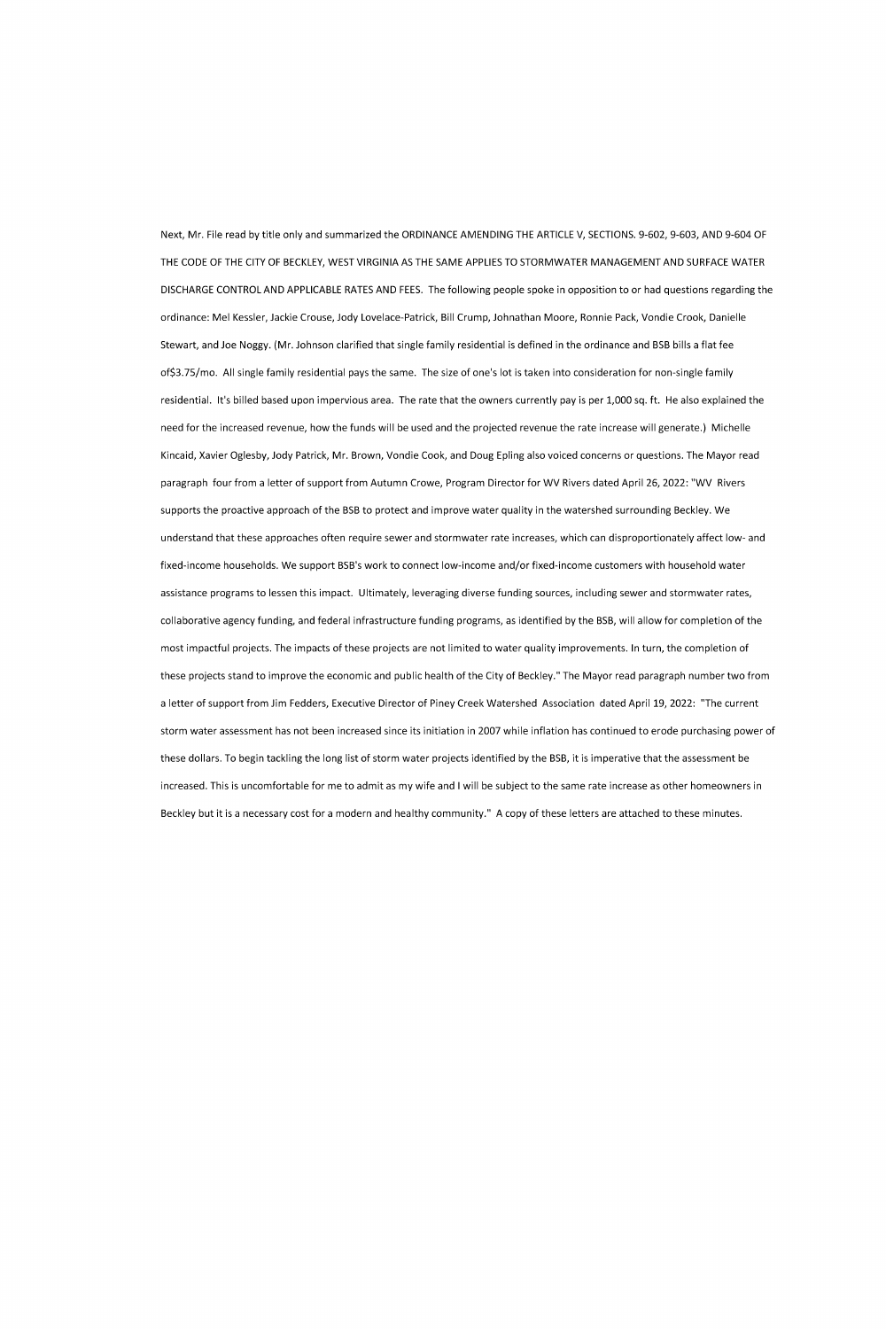Next, Mr. File read by title only and summarized the ORDINANCE AMENDING THE ARTICLE V, SECTIONS. 9-602, 9-603, AND 9-604 OF THE CODE OF THE CITY OF BECKLEY, WEST VIRGINIA AS THE SAME APPLIES TO STORMWATER MANAGEMENT AND SURFACE WATER DISCHARGE CONTROL AND APPLICABLE RATES AND FEES. The following people spoke in opposition to or had questions regarding the ordinance: Mel Kessler, Jackie Crouse, Jody Lovelace-Patrick, Bill Crump, Johnathan Moore, Ronnie Pack, Vondie Crook, Danielle Stewart, and Joe Noggy. (Mr. Johnson clarified that single family residential is defined in the ordinance and BSB bills a flat fee of$3.75/mo. All single family residential pays the same. The size of one's lot is taken into consideration for non-single family residential. It's billed based upon impervious area. The rate that the owners currently pay is per 1,000 sq. ft. He also explained the need for the increased revenue, how the funds will be used and the projected revenue the rate increase will generate.) Michelle Kincaid, Xavier Oglesby, Jody Patrick, Mr. Brown, Vondie Cook, and Doug Epling also voiced concerns or questions. The Mayor read paragraph four from a letter of support from Autumn Crowe, Program Director for WV Rivers dated April 26, 2022: "WV Rivers supports the proactive approach of the BSB to protect and improve water quality in the watershed surrounding Beckley. We understand that these approaches often require sewer and stormwater rate increases, which can disproportionately affect low- and fixed-income households. We support BSB's work to connect low-income and/or fixed-income customers with household water assistance programs to lessen this impact. Ultimately, leveraging diverse funding sources, including sewer and stormwater rates, collaborative agency funding, and federal infrastructure funding programs, as identified by the BSB, will allow for completion of the most impactful projects. The impacts of these projects are not limited to water quality improvements. In turn, the completion of these projects stand to improve the economic and public health of the City of Beckley." The Mayor read paragraph number two from a letter of support from Jim Fedders, Executive Director of Piney Creek Watershed Association dated April 19, 2022: "The current storm water assessment has not been increased since its initiation in 2007 while inflation has continued to erode purchasing power of these dollars. To begin tackling the long list of storm water projects identified by the BSB, it is imperative that the assessment be increased. This is uncomfortable for me to admit as my wife and I will be subject to the same rate increase as other homeowners in Beckley but it is a necessary cost for a modern and healthy community." A copy of these letters are attached to these minutes.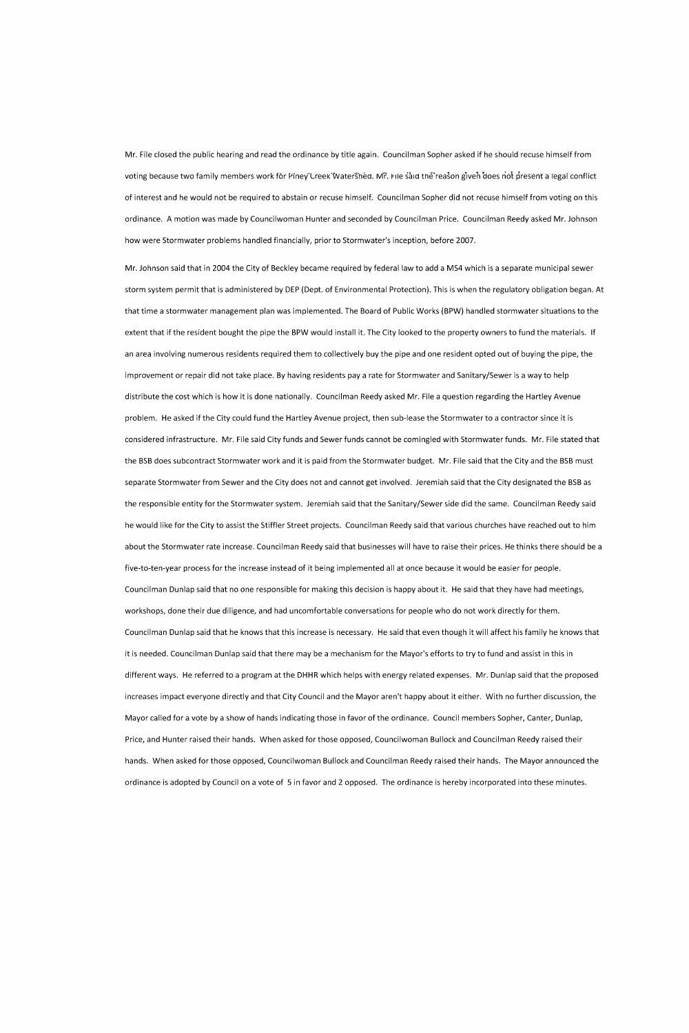Mr. File closed the public hearing and read the ordinance by title again. Councilman Sopher asked if he should recuse himself from voting because two family members work for Piney Creek Watershed. Mr. File said the reason given does not present a legal conflict of interest and he would not be required to abstain or recuse himself. Councilman Sopher did not recuse himself from voting on this ordinance. A motion was made by Councilwoman Hunter and seconded by Councilman Price. Councilman Reedy asked Mr. Johnson how were Stormwater problems handled financially, prior to Stormwater's inception, before 2007.

Mr. Johnson said that in 2004 the City of Beckley became required by federal law to add a MS4 which is a separate municipal sewer storm system permit that is administered by DEP (Dept. of Environmental Protection). This is when the regulatory obligation began. At that time a stormwater management plan was implemented. The Board of Public Works (BPW) handled stormwater situations to the extent that if the resident bought the pipe the BPW would install it. The City looked to the property owners to fund the materials. If an area involving numerous residents required them to collectively buy the pipe and one resident opted out of buying the pipe, the improvement or repair did not take place. By having residents pay a rate for Stormwater and Sanitary/Sewer is a way to help distribute the cost which is how it is done nationally. Councilman Reedy asked Mr. File a question regarding the Hartley Avenue problem. He asked if the City could fund the Hartley Avenue project, then sub-lease the Stormwater to a contractor since it is considered infrastructure. Mr. File said City funds and Sewer funds cannot be comingled with Stormwater funds. Mr. File stated that the BSB does subcontract Stormwater work and it is paid from the Stormwater budget. Mr. File said that the City and the BSB must separate Stormwater from Sewer and the City does not and cannot get involved. Jeremiah said that the City designated the BSB as the responsible entity for the Stormwater system. Jeremiah said that the Sanitary/Sewer side did the same. Councilman Reedy said he would like for the City to assist the Stiffler Street projects. Councilman Reedy said that various churches have reached out to him about the Stormwater rate increase. Councilman Reedy said that businesses will have to raise their prices. He thinks there should be a five-to-ten-year process for the increase instead of it being implemented all at once because it would be easier for people. Councilman Dunlap said that no one responsible for making this decision is happy about it. He said that they have had meetings, workshops, done their due diligence, and had uncomfortable conversations for people who do not work directly for them. Councilman Dunlap said that he knows that this increase is necessary. He said that even though it will affect his family he knows that it is needed. Councilman Dunlap said that there may be a mechanism for the Mayor's efforts to try to fund and assist in this in different ways. He referred to a program at the DHHR which helps with energy related expenses. Mr. Dunlap said that the proposed increases impact everyone directly and that City Council and the Mayor aren't happy about it either. With no further discussion, the Mayor called for a vote by a show of hands indicating those in favor of the ordinance. Council members Sopher, Canter, Dunlap, Price, and Hunter raised their hands. When asked for those opposed, Councilwoman Bullock and Councilman Reedy raised their hands. When asked for those opposed, Councilwoman Bullock and Councilman Reedy raised their hands. The Mayor announced the ordinance is adopted by Council on a vote of 5 in favor and 2 opposed. The ordinance is hereby incorporated into these minutes.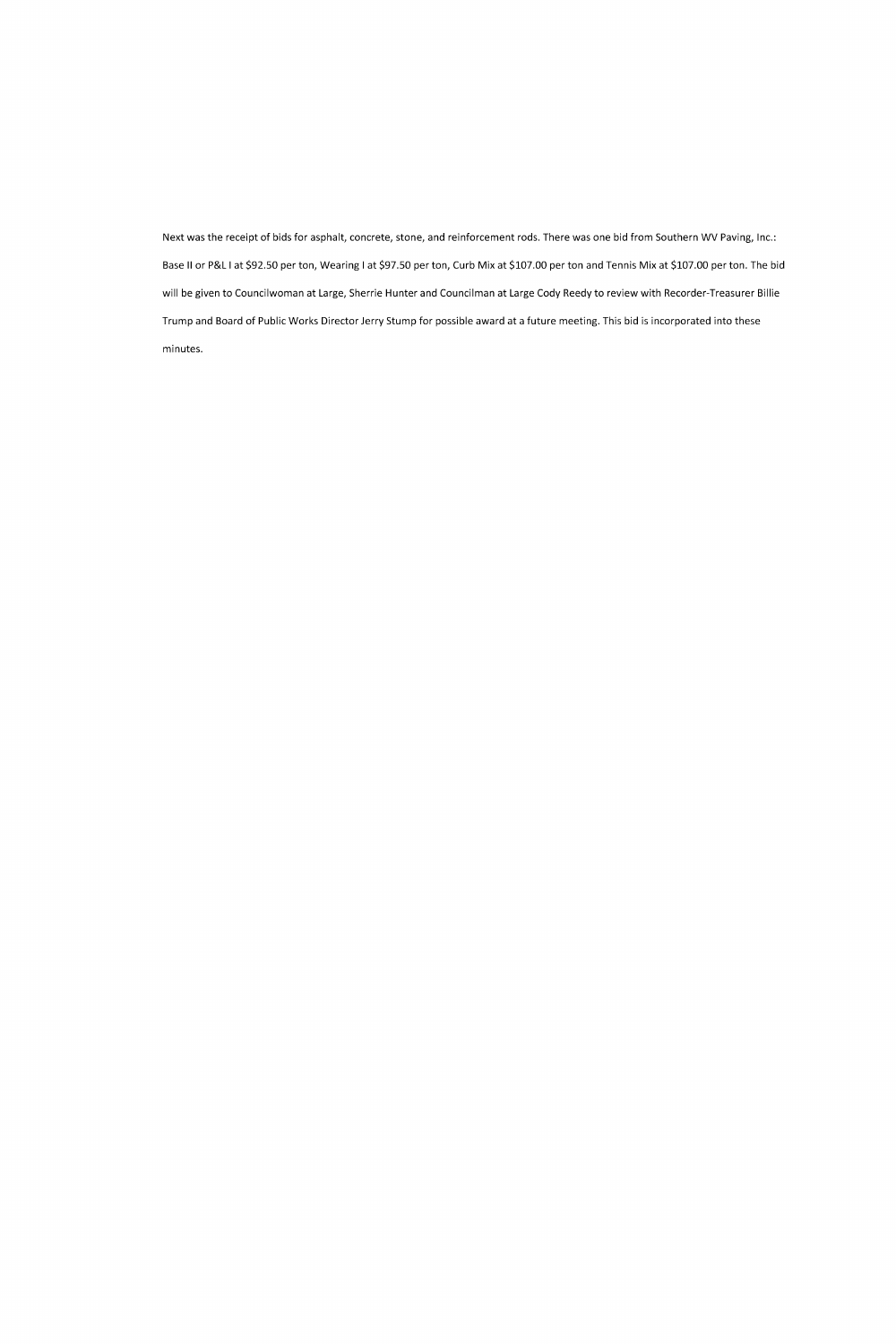Next was the receipt of bids for asphalt, concrete, stone, and reinforcement rods. There was one bid from Southern WV Paving, Inc.: Base II or P&L I at $92.50 per ton, Wearing I at $97.50 per ton, Curb Mix at $107.00 per ton and Tennis Mix at $107.00 per ton. The bid will be given to Councilwoman at Large, Sherrie Hunter and Councilman at Large Cody Reedy to review with Recorder-Treasurer Billie Trump and Board of Public Works Director Jerry Stump for possible award at a future meeting. This bid is incorporated into these minutes.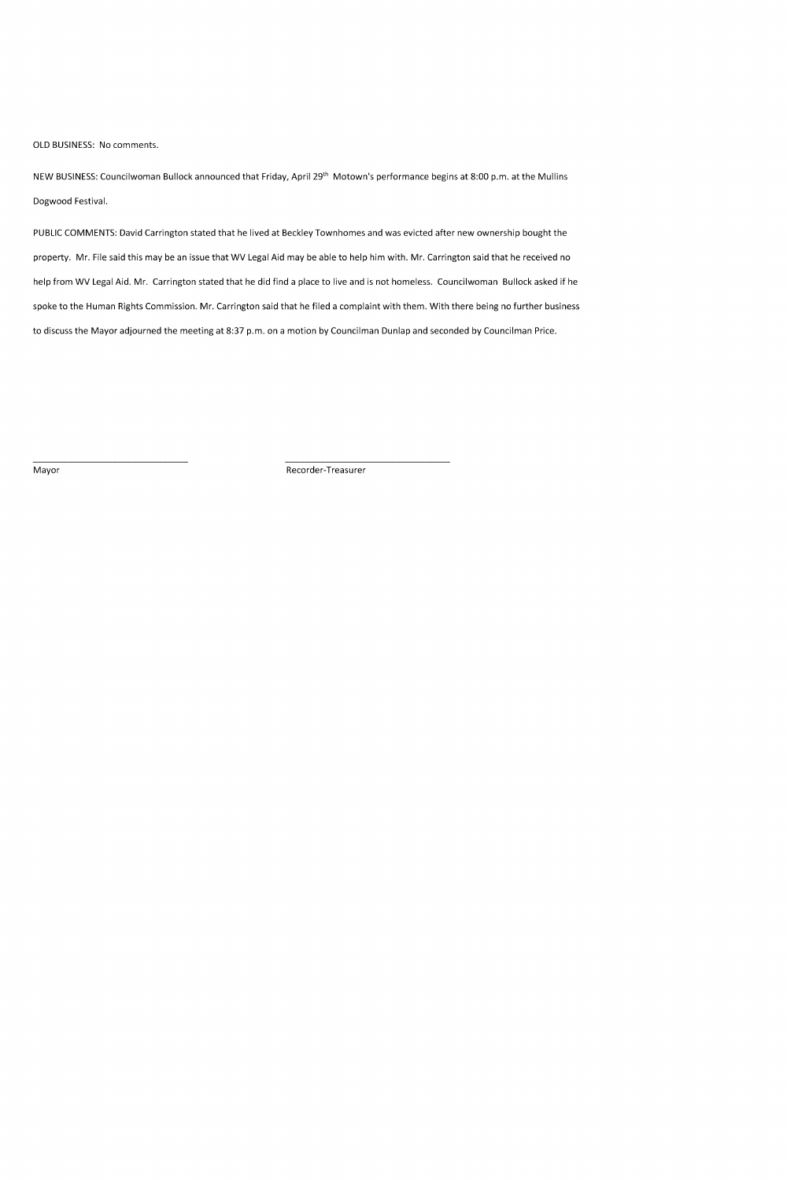OLD BUSINESS: No comments.

NEW BUSINESS: Councilwoman Bullock announced that Friday, April 29th Motown's performance begins at 8:00 p.m. at the Mullins Dogwood Festival.

PUBLIC COMMENTS: David Carrington stated that he lived at Beckley Townhomes and was evicted after new ownership bought the property. Mr. File said this may be an issue that WV Legal Aid may be able to help him with. Mr. Carrington said that he received no help from WV Legal Aid. Mr. Carrington stated that he did find a place to live and is not homeless. Councilwoman Bullock asked if he spoke to the Human Rights Commission. Mr. Carrington said that he filed a complaint with them. With there being no further business to discuss the Mayor adjourned the meeting at 8:37 p.m. on a motion by Councilman Dunlap and seconded by Councilman Price.

_______________________________ Mayor

_______________________________ Recorder-Treasurer